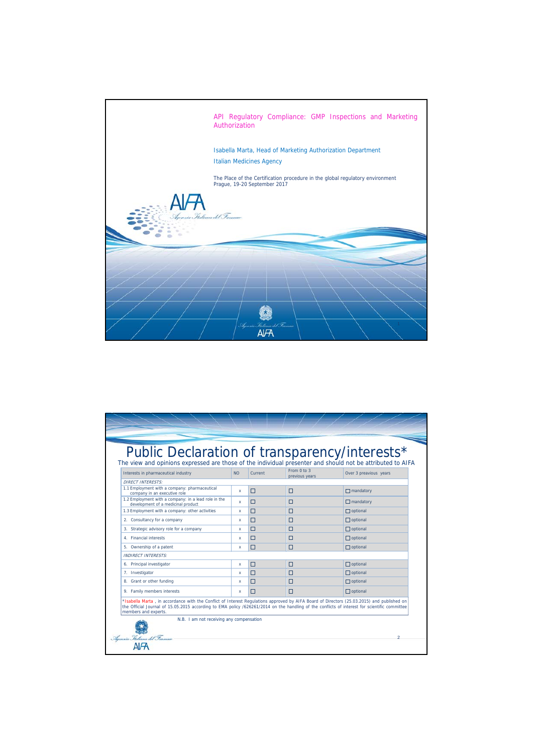# API Regulatory Compliance: GMP Inspections and Marketing Authorization

Isabella Marta, Head of Marketing Authorization Department

Italian Medicines Agency

The Place of the Certification procedure in the global regulatory environment
Prague, 19-20 September 2017

---

# Public Declaration of transparency/interests*

The view and opinions expressed are those of the individual presenter and should not be attributed to AIFA

| Interests in pharmaceutical industry | NO | Current | From 0 to 3 previous years | Over 3 preavious years |
|---|---|---|---|---|
| *DIRECT INTERESTS:* | | | | |
| 1.1 Employment with a company: pharmaceutical company in an executive role | x | ☐ | ☐ | ☐ mandatory |
| 1.2 Employment with a company: in a lead role in the development of a medicinal product | x | ☐ | ☐ | ☐ mandatory |
| 1.3 Employment with a company: other activities | x | ☐ | ☐ | ☐ optional |
| 2. Consultancy for a company | x | ☐ | ☐ | ☐ optional |
| 3. Strategic advisory role for a company | x | ☐ | ☐ | ☐ optional |
| 4. Financial interests | x | ☐ | ☐ | ☐ optional |
| 5. Ownership of a patent | x | ☐ | ☐ | ☐ optional |
| *INDIRECT INTERESTS:* | | | | |
| 6. Principal investigator | x | ☐ | ☐ | ☐ optional |
| 7. Investigator | x | ☐ | ☐ | ☐ optional |
| 8. Grant or other funding | x | ☐ | ☐ | ☐ optional |
| 9. Family members interests | x | ☐ | ☐ | ☐ optional |

*Isabella Marta , in accordance with the Conflict of Interest Regulations approved by AIFA Board of Directors (25.03.2015) and published on the Official Journal of 15.05.2015 according to EMA policy /626261/2014 on the handling of the conflicts of interest for scientific committee members and experts.

N.B. I am not receiving any compensation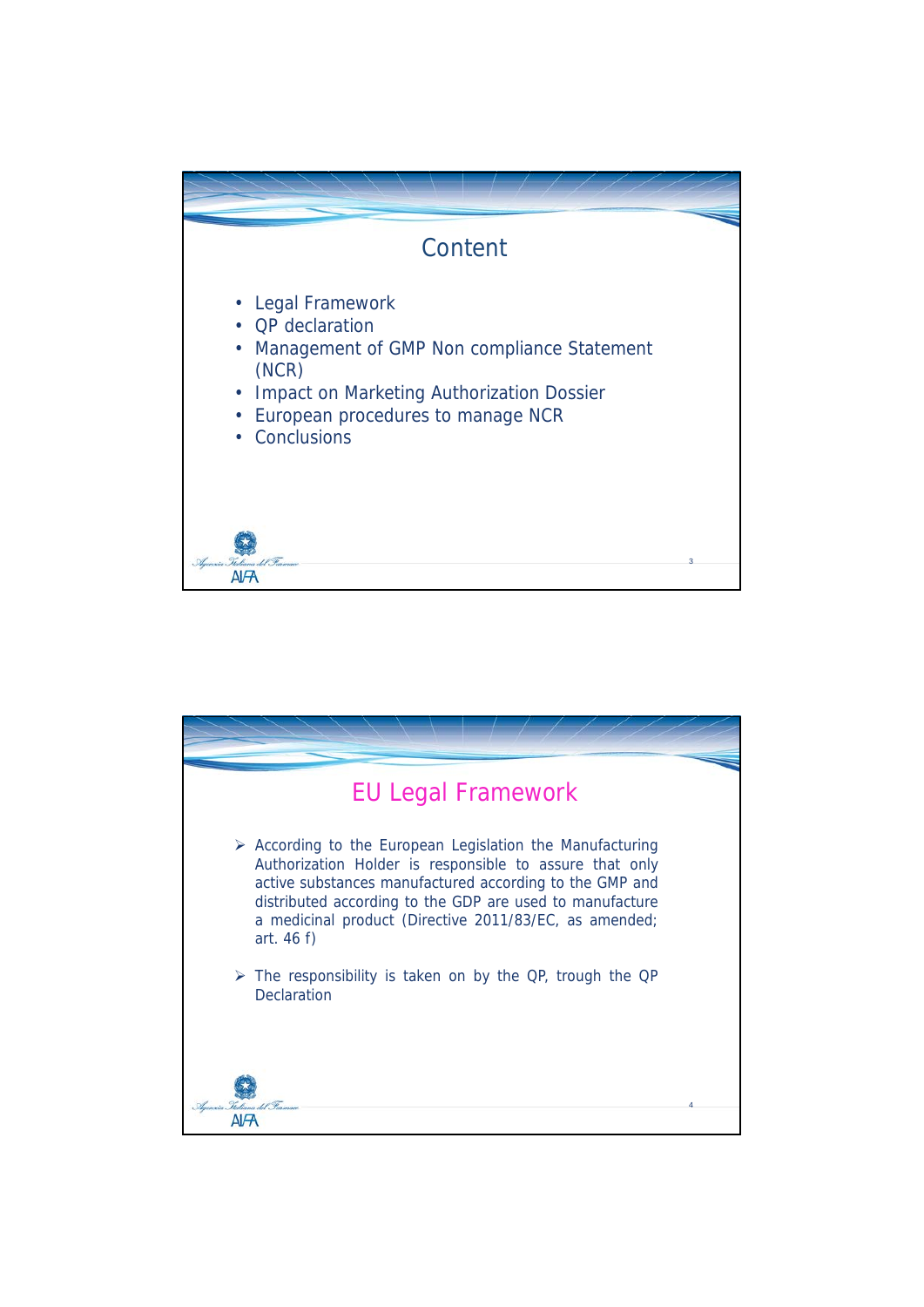# Content

- Legal Framework
- QP declaration
- Management of GMP Non compliance Statement (NCR)
- Impact on Marketing Authorization Dossier
- European procedures to manage NCR
- Conclusions

# EU Legal Framework

- According to the European Legislation the Manufacturing Authorization Holder is responsible to assure that only active substances manufactured according to the GMP and distributed according to the GDP are used to manufacture a medicinal product (Directive 2011/83/EC, as amended; art. 46 f)

- The responsibility is taken on by the QP, trough the QP Declaration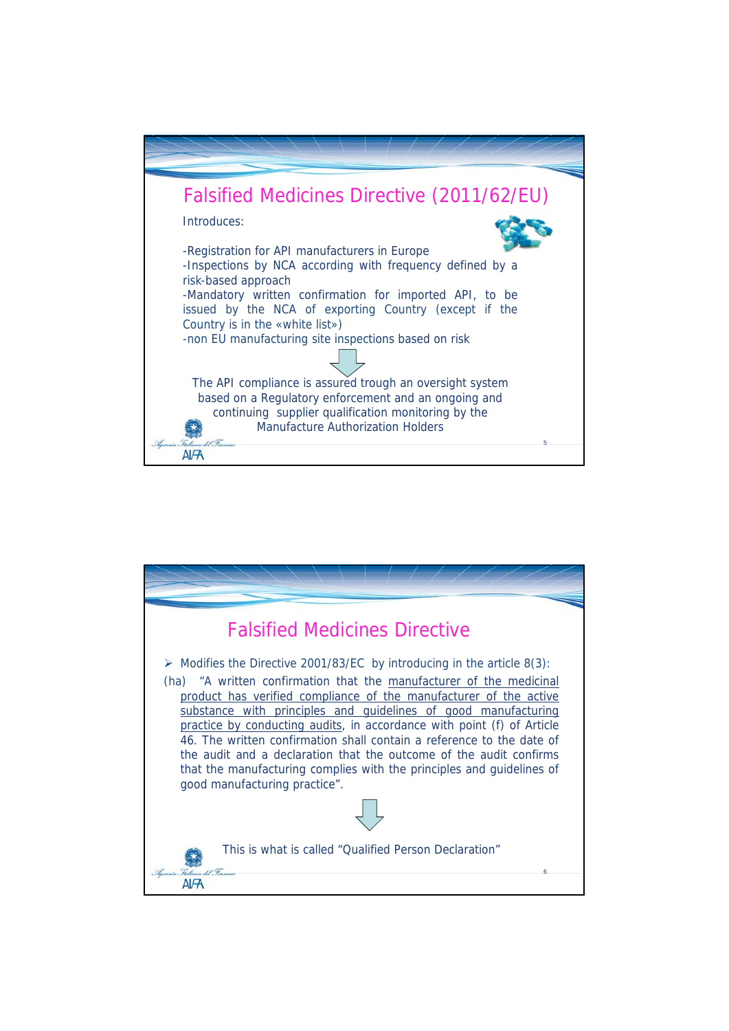## Falsified Medicines Directive (2011/62/EU)

Introduces:

- Registration for API manufacturers in Europe
- Inspections by NCA according with frequency defined by a risk-based approach
- Mandatory written confirmation for imported API, to be issued by the NCA of exporting Country (except if the Country is in the «white list»)
- non EU manufacturing site inspections based on risk

⇩

The API compliance is assured trough an oversight system based on a Regulatory enforcement and an ongoing and continuing supplier qualification monitoring by the Manufacture Authorization Holders

## Falsified Medicines Directive

- Modifies the Directive 2001/83/EC by introducing in the article 8(3):

(ha) "A written confirmation that the manufacturer of the medicinal product has verified compliance of the manufacturer of the active substance with principles and guidelines of good manufacturing practice by conducting audits, in accordance with point (f) of Article 46. The written confirmation shall contain a reference to the date of the audit and a declaration that the outcome of the audit confirms that the manufacturing complies with the principles and guidelines of good manufacturing practice".

⇩

This is what is called "Qualified Person Declaration"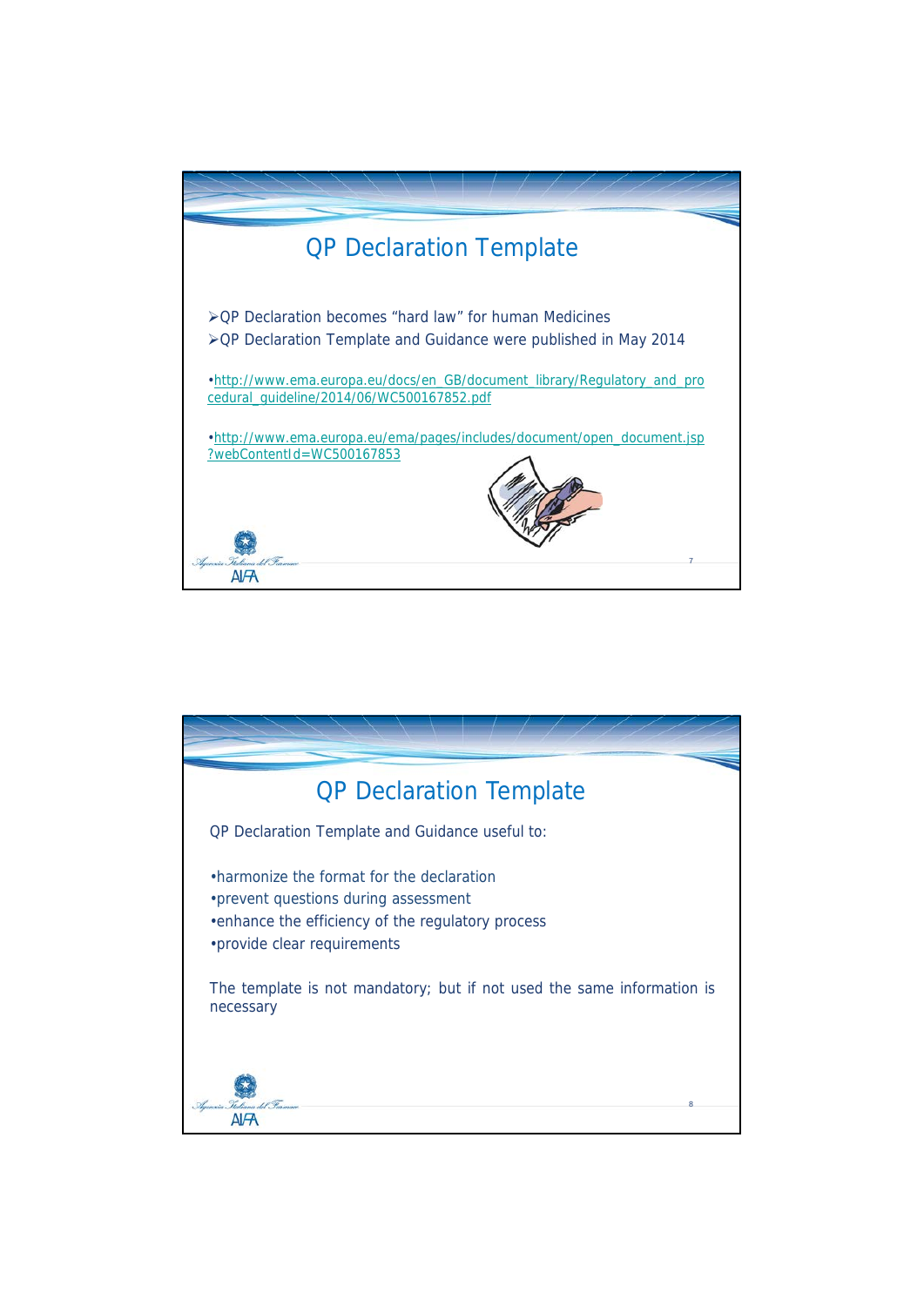## QP Declaration Template

- ➢QP Declaration becomes "hard law" for human Medicines
- ➢QP Declaration Template and Guidance were published in May 2014

•http://www.ema.europa.eu/docs/en_GB/document_library/Regulatory_and_procedural_guideline/2014/06/WC500167852.pdf

•http://www.ema.europa.eu/ema/pages/includes/document/open_document.jsp?webContentId=WC500167853

## QP Declaration Template

QP Declaration Template and Guidance useful to:

- •harmonize the format for the declaration
- •prevent questions during assessment
- •enhance the efficiency of the regulatory process
- •provide clear requirements

The template is not mandatory; but if not used the same information is necessary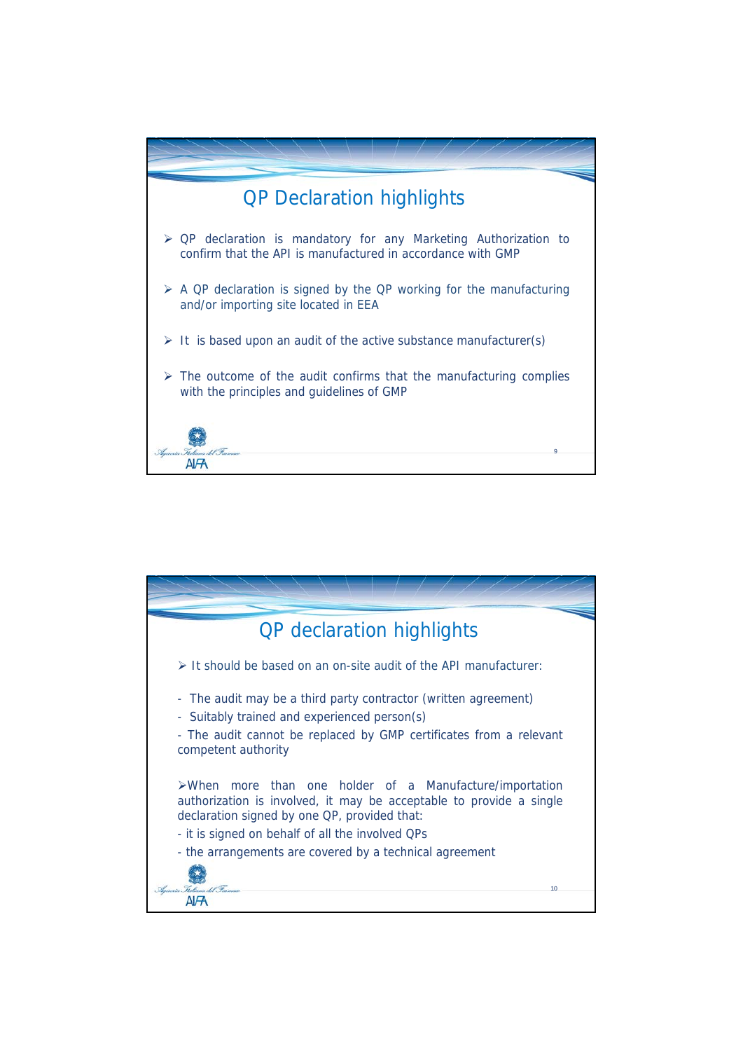## QP Declaration highlights

- QP declaration is mandatory for any Marketing Authorization to confirm that the API is manufactured in accordance with GMP
- A QP declaration is signed by the QP working for the manufacturing and/or importing site located in EEA
- It is based upon an audit of the active substance manufacturer(s)
- The outcome of the audit confirms that the manufacturing complies with the principles and guidelines of GMP

## QP declaration highlights

- It should be based on an on-site audit of the API manufacturer:

- The audit may be a third party contractor (written agreement)
- Suitably trained and experienced person(s)
- The audit cannot be replaced by GMP certificates from a relevant competent authority

- When more than one holder of a Manufacture/importation authorization is involved, it may be acceptable to provide a single declaration signed by one QP, provided that:

- it is signed on behalf of all the involved QPs
- the arrangements are covered by a technical agreement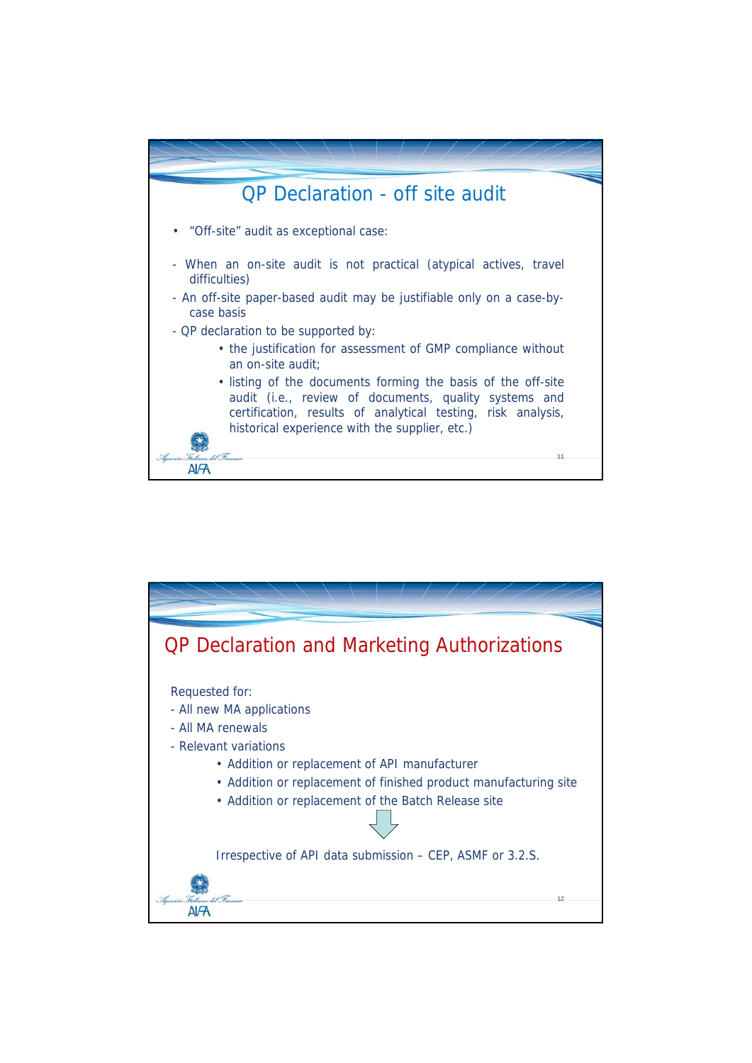## QP Declaration - off site audit

- “Off-site” audit as exceptional case:

- When an on-site audit is not practical (atypical actives, travel difficulties)
- An off-site paper-based audit may be justifiable only on a case-by-case basis
- QP declaration to be supported by:
  - the justification for assessment of GMP compliance without an on-site audit;
  - listing of the documents forming the basis of the off-site audit (i.e., review of documents, quality systems and certification, results of analytical testing, risk analysis, historical experience with the supplier, etc.)

## QP Declaration and Marketing Authorizations

Requested for:

- All new MA applications
- All MA renewals
- Relevant variations
  - Addition or replacement of API manufacturer
  - Addition or replacement of finished product manufacturing site
  - Addition or replacement of the Batch Release site

↓

Irrespective of API data submission – CEP, ASMF or 3.2.S.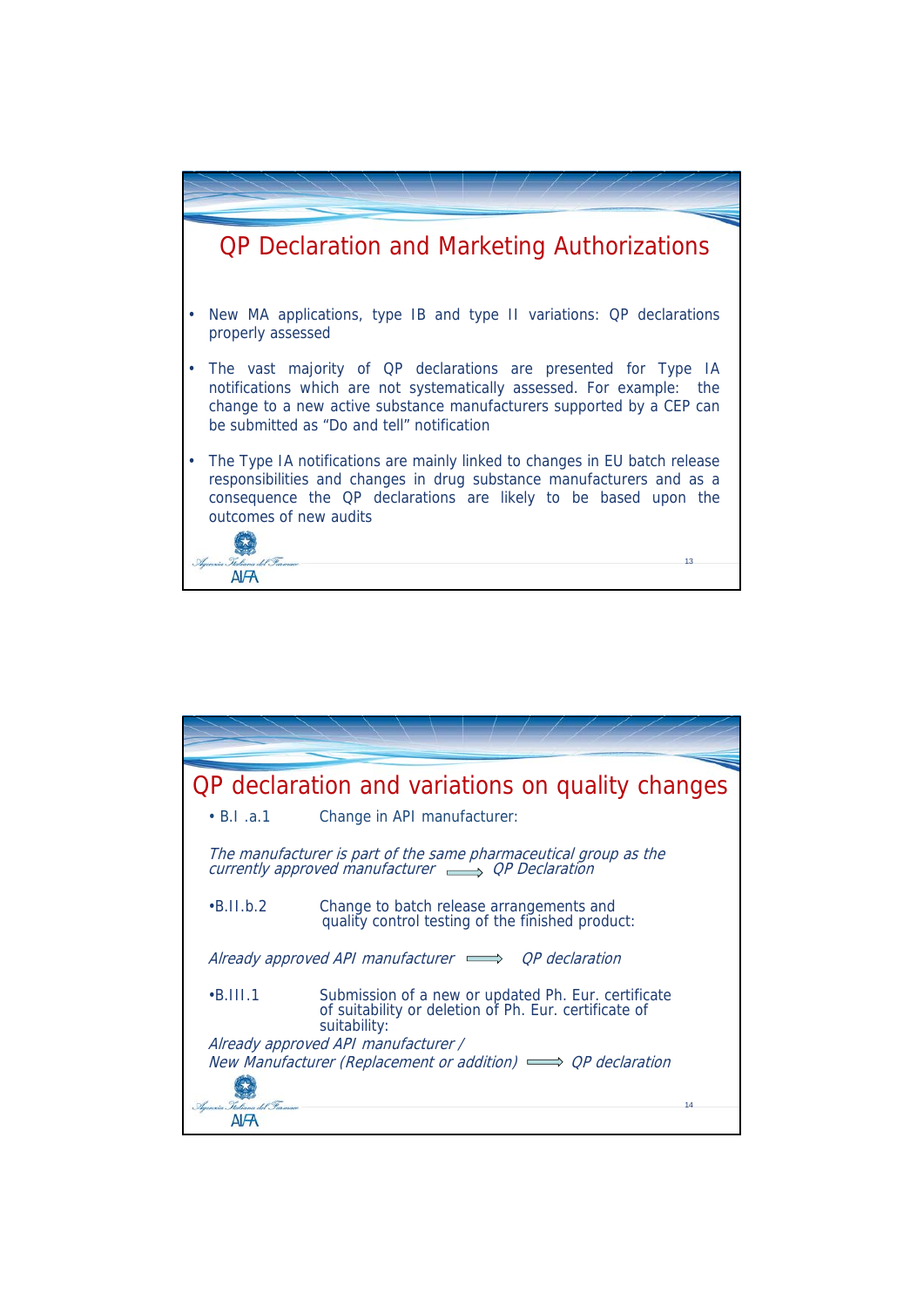## QP Declaration and Marketing Authorizations

- New MA applications, type IB and type II variations: QP declarations properly assessed
- The vast majority of QP declarations are presented for Type IA notifications which are not systematically assessed. For example: the change to a new active substance manufacturers supported by a CEP can be submitted as "Do and tell" notification
- The Type IA notifications are mainly linked to changes in EU batch release responsibilities and changes in drug substance manufacturers and as a consequence the QP declarations are likely to be based upon the outcomes of new audits

## QP declaration and variations on quality changes

- B.I .a.1 Change in API manufacturer:

*The manufacturer is part of the same pharmaceutical group as the currently approved manufacturer* ⟹ *QP Declaration*

- B.II.b.2 Change to batch release arrangements and quality control testing of the finished product:

*Already approved API manufacturer* ⟹ *QP declaration*

- B.III.1 Submission of a new or updated Ph. Eur. certificate of suitability or deletion of Ph. Eur. certificate of suitability:

*Already approved API manufacturer /*
*New Manufacturer (Replacement or addition)* ⟹ *QP declaration*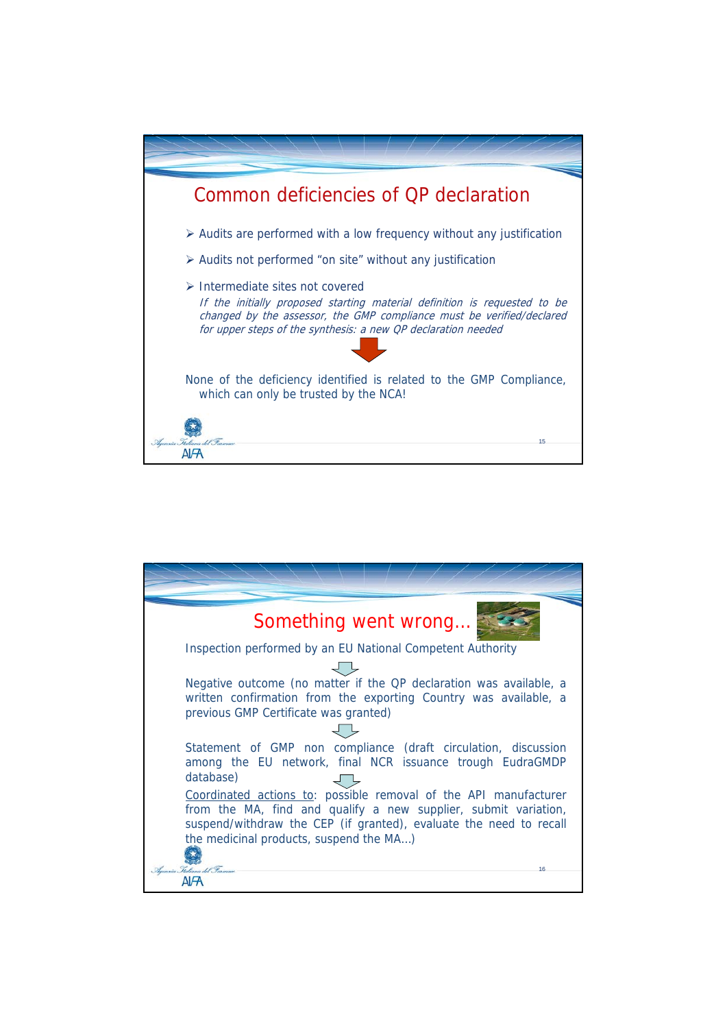## Common deficiencies of QP declaration

- Audits are performed with a low frequency without any justification
- Audits not performed "on site" without any justification
- Intermediate sites not covered

  *If the initially proposed starting material definition is requested to be changed by the assessor, the GMP compliance must be verified/declared for upper steps of the synthesis: a new QP declaration needed*

None of the deficiency identified is related to the GMP Compliance, which can only be trusted by the NCA!

## Something went wrong…

Inspection performed by an EU National Competent Authority

Negative outcome (no matter if the QP declaration was available, a written confirmation from the exporting Country was available, a previous GMP Certificate was granted)

Statement of GMP non compliance (draft circulation, discussion among the EU network, final NCR issuance trough EudraGMDP database)

Coordinated actions to: possible removal of the API manufacturer from the MA, find and qualify a new supplier, submit variation, suspend/withdraw the CEP (if granted), evaluate the need to recall the medicinal products, suspend the MA…)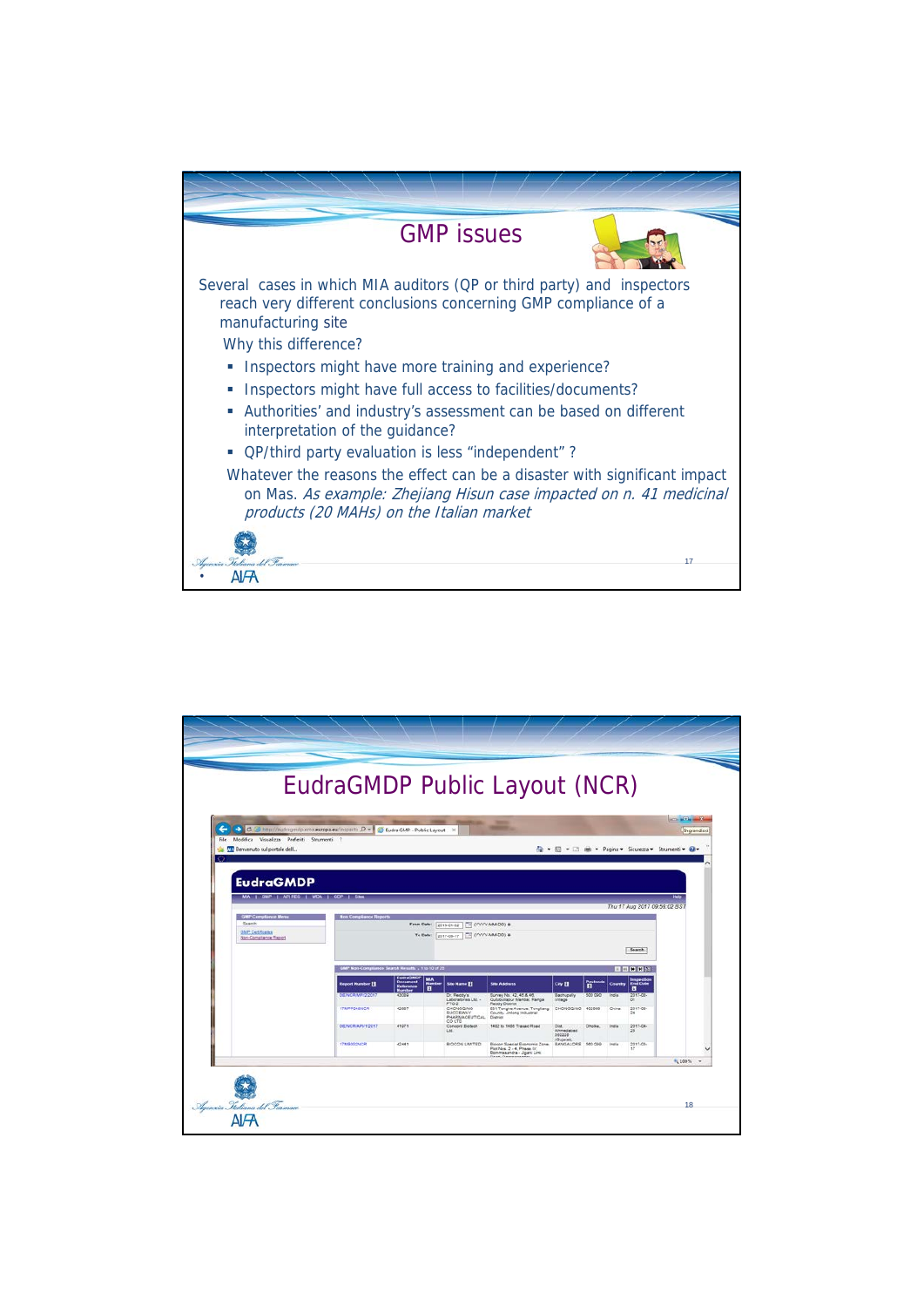## GMP issues

Several cases in which MIA auditors (QP or third party) and inspectors reach very different conclusions concerning GMP compliance of a manufacturing site

Why this difference?

- Inspectors might have more training and experience?
- Inspectors might have full access to facilities/documents?
- Authorities' and industry's assessment can be based on different interpretation of the guidance?
- QP/third party evaluation is less "independent" ?

Whatever the reasons the effect can be a disaster with significant impact on Mas. *As example: Zhejiang Hisun case impacted on n. 41 medicinal products (20 MAHs) on the Italian market*

## EudraGMDP Public Layout (NCR)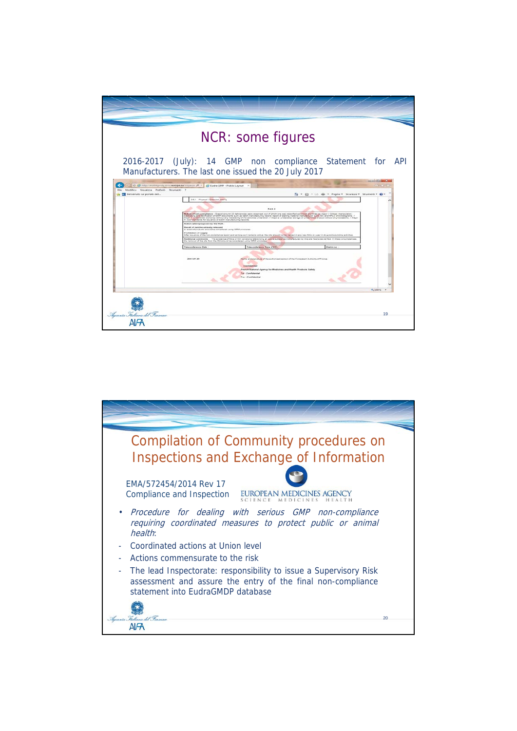## NCR: some figures

2016-2017 (July): 14 GMP non compliance Statement for API Manufacturers. The last one issued the 20 July 2017

## Compilation of Community procedures on Inspections and Exchange of Information

EMA/572454/2014 Rev 17
Compliance and Inspection

EUROPEAN MEDICINES AGENCY
SCIENCE MEDICINES HEALTH

- *Procedure for dealing with serious GMP non-compliance requiring coordinated measures to protect public or animal health*:
- Coordinated actions at Union level
- Actions commensurate to the risk
- The lead Inspectorate: responsibility to issue a Supervisory Risk assessment and assure the entry of the final non-compliance statement into EudraGMDP database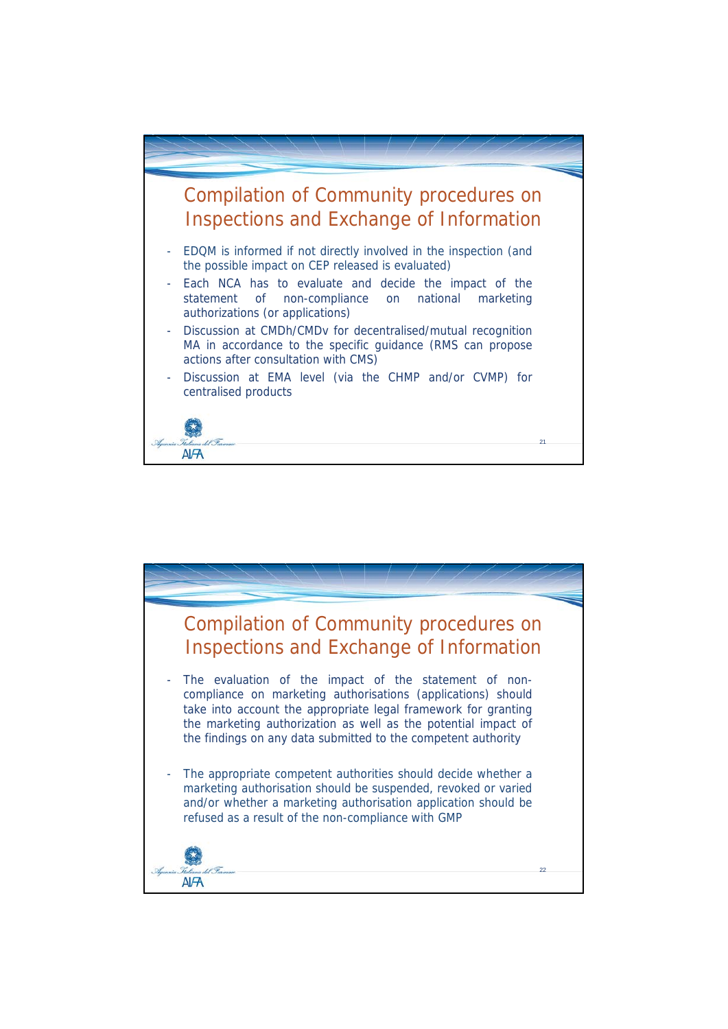## Compilation of Community procedures on Inspections and Exchange of Information

- EDQM is informed if not directly involved in the inspection (and the possible impact on CEP released is evaluated)
- Each NCA has to evaluate and decide the impact of the statement of non-compliance on national marketing authorizations (or applications)
- Discussion at CMDh/CMDv for decentralised/mutual recognition MA in accordance to the specific guidance (RMS can propose actions after consultation with CMS)
- Discussion at EMA level (via the CHMP and/or CVMP) for centralised products

## Compilation of Community procedures on Inspections and Exchange of Information

- The evaluation of the impact of the statement of non-compliance on marketing authorisations (applications) should take into account the appropriate legal framework for granting the marketing authorization as well as the potential impact of the findings on any data submitted to the competent authority
- The appropriate competent authorities should decide whether a marketing authorisation should be suspended, revoked or varied and/or whether a marketing authorisation application should be refused as a result of the non-compliance with GMP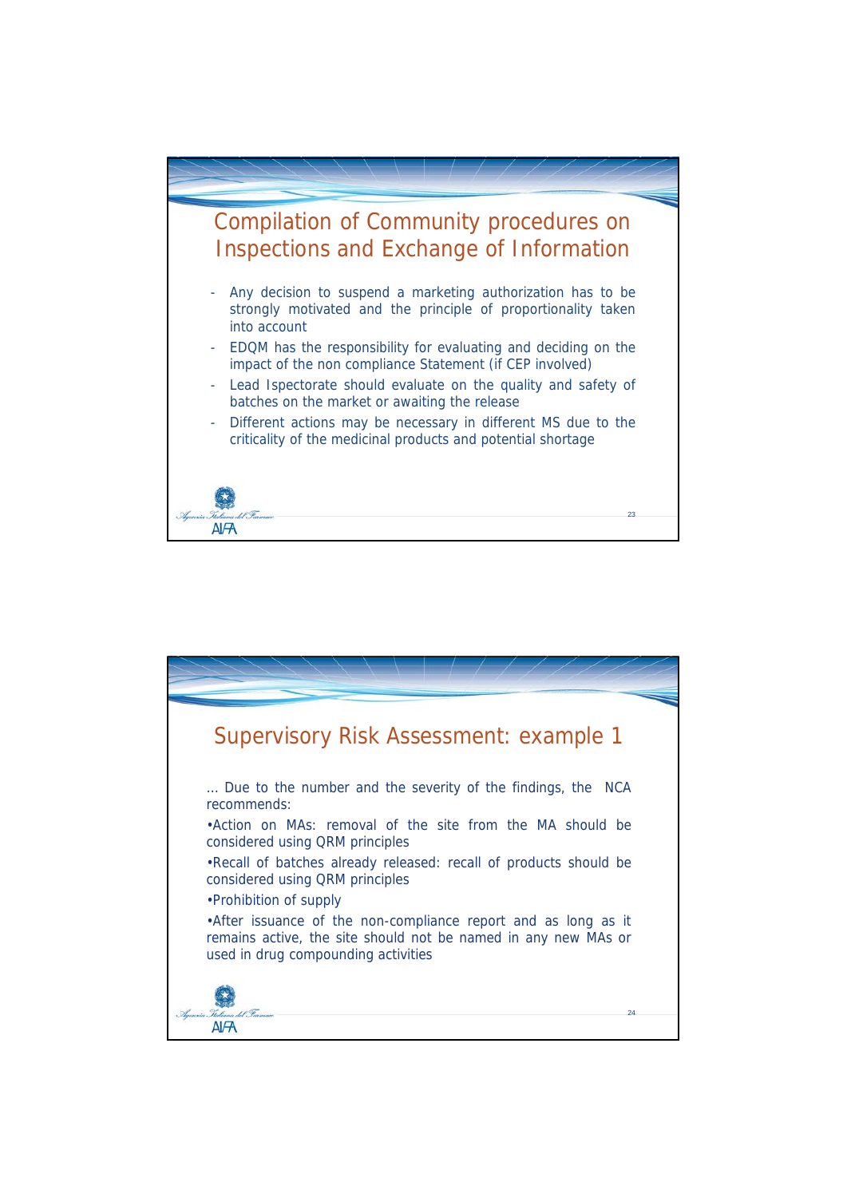## Compilation of Community procedures on Inspections and Exchange of Information

- Any decision to suspend a marketing authorization has to be strongly motivated and the principle of proportionality taken into account
- EDQM has the responsibility for evaluating and deciding on the impact of the non compliance Statement (if CEP involved)
- Lead Ispectorate should evaluate on the quality and safety of batches on the market or awaiting the release
- Different actions may be necessary in different MS due to the criticality of the medicinal products and potential shortage

## Supervisory Risk Assessment: example 1

… Due to the number and the severity of the findings, the NCA recommends:

•Action on MAs: removal of the site from the MA should be considered using QRM principles

•Recall of batches already released: recall of products should be considered using QRM principles

•Prohibition of supply

•After issuance of the non-compliance report and as long as it remains active, the site should not be named in any new MAs or used in drug compounding activities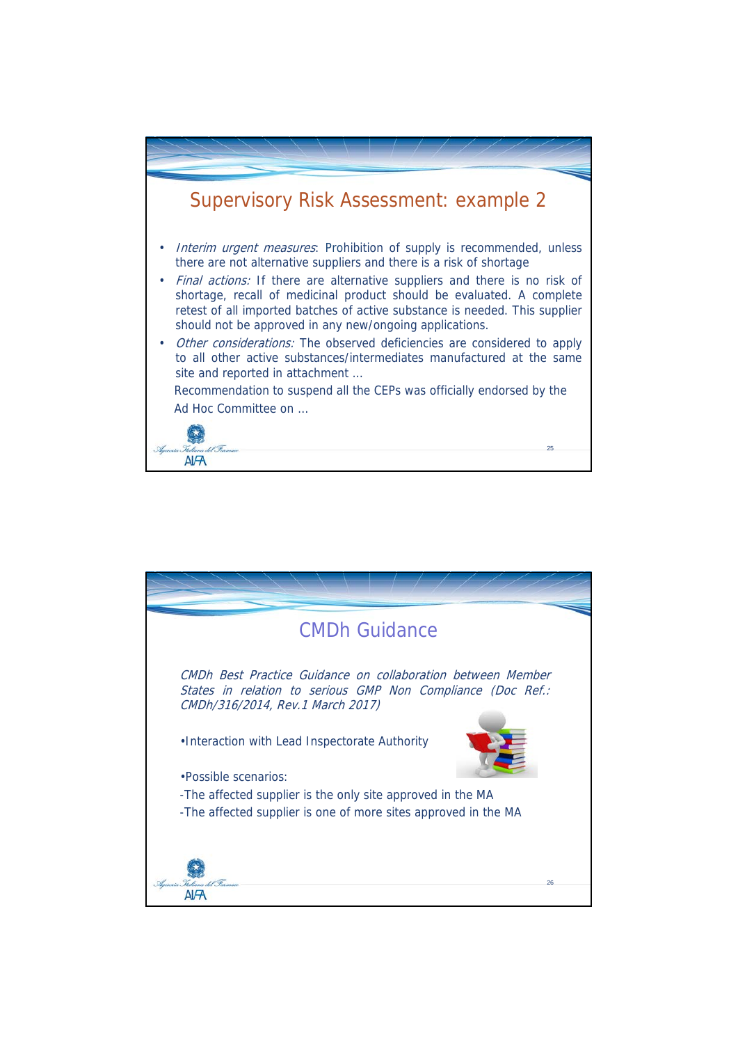## Supervisory Risk Assessment: example 2

- *Interim urgent measures*: Prohibition of supply is recommended, unless there are not alternative suppliers and there is a risk of shortage
- *Final actions:* If there are alternative suppliers and there is no risk of shortage, recall of medicinal product should be evaluated. A complete retest of all imported batches of active substance is needed. This supplier should not be approved in any new/ongoing applications.
- *Other considerations:* The observed deficiencies are considered to apply to all other active substances/intermediates manufactured at the same site and reported in attachment …

Recommendation to suspend all the CEPs was officially endorsed by the Ad Hoc Committee on …

## CMDh Guidance

*CMDh Best Practice Guidance on collaboration between Member States in relation to serious GMP Non Compliance (Doc Ref.: CMDh/316/2014, Rev.1 March 2017)*

•Interaction with Lead Inspectorate Authority

•Possible scenarios:

-The affected supplier is the only site approved in the MA

-The affected supplier is one of more sites approved in the MA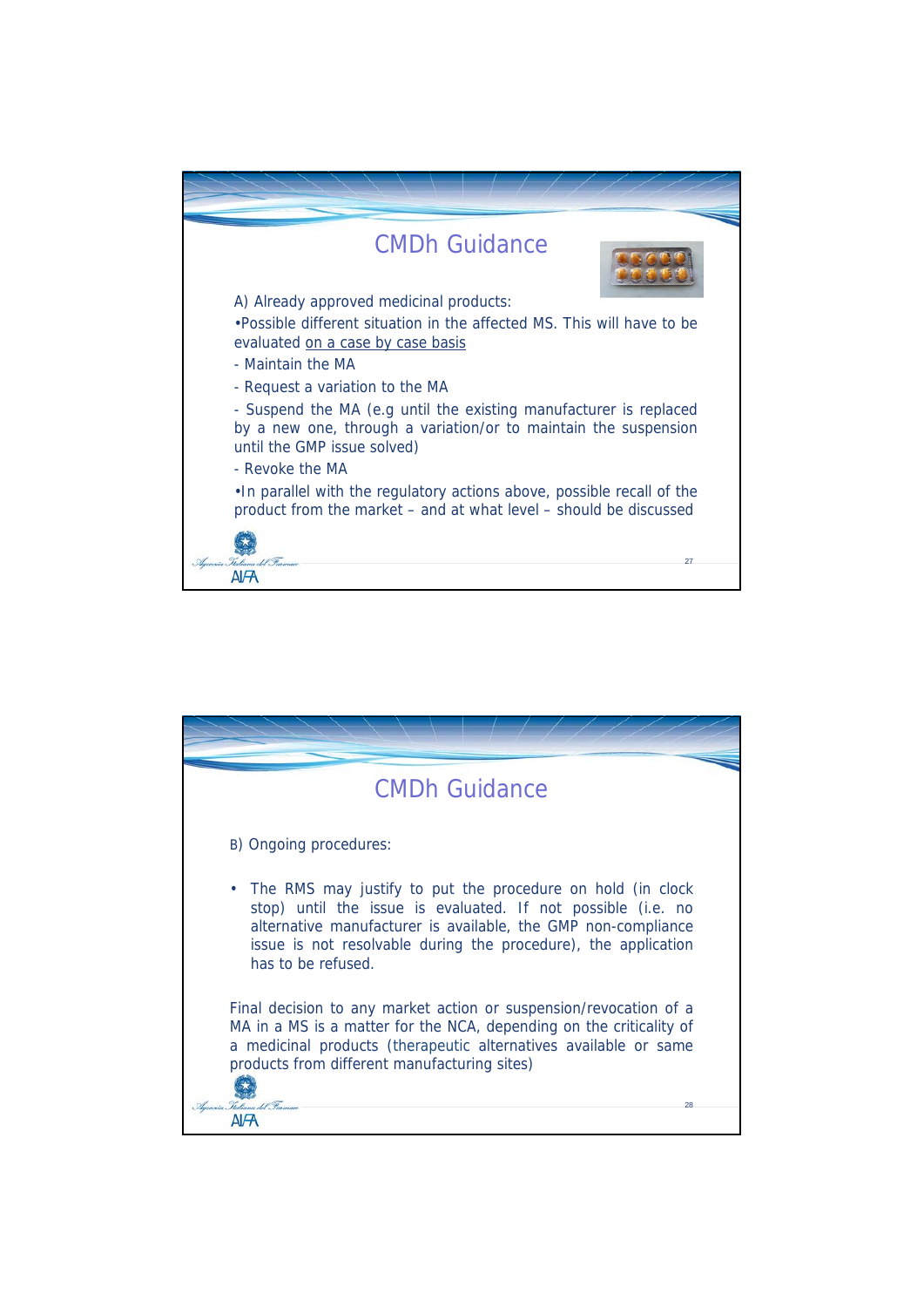## CMDh Guidance

A) Already approved medicinal products:

•Possible different situation in the affected MS. This will have to be evaluated on a case by case basis

- Maintain the MA
- Request a variation to the MA
- Suspend the MA (e.g until the existing manufacturer is replaced by a new one, through a variation/or to maintain the suspension until the GMP issue solved)
- Revoke the MA

•In parallel with the regulatory actions above, possible recall of the product from the market – and at what level – should be discussed

## CMDh Guidance

B) Ongoing procedures:

- The RMS may justify to put the procedure on hold (in clock stop) until the issue is evaluated. If not possible (i.e. no alternative manufacturer is available, the GMP non-compliance issue is not resolvable during the procedure), the application has to be refused.

Final decision to any market action or suspension/revocation of a MA in a MS is a matter for the NCA, depending on the criticality of a medicinal products (therapeutic alternatives available or same products from different manufacturing sites)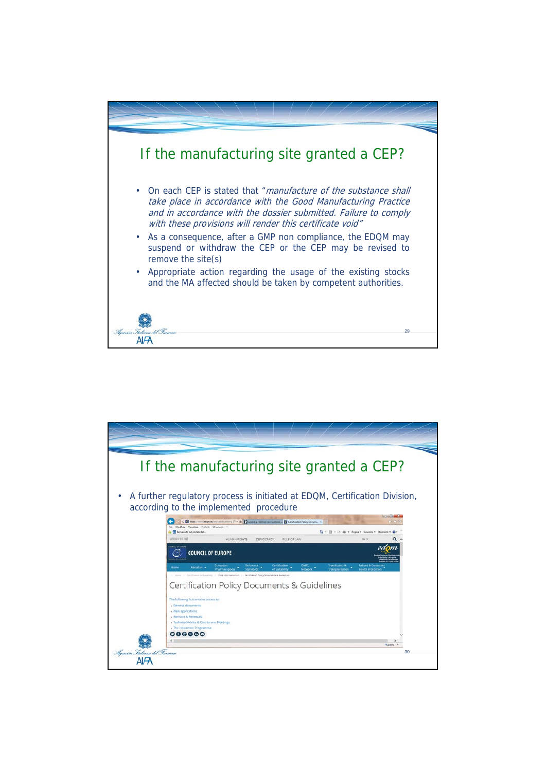# If the manufacturing site granted a CEP?

- On each CEP is stated that "*manufacture of the substance shall take place in accordance with the Good Manufacturing Practice and in accordance with the dossier submitted. Failure to comply with these provisions will render this certificate void*"
- As a consequence, after a GMP non compliance, the EDQM may suspend or withdraw the CEP or the CEP may be revised to remove the site(s)
- Appropriate action regarding the usage of the existing stocks and the MA affected should be taken by competent authorities.

# If the manufacturing site granted a CEP?

- A further regulatory process is initiated at EDQM, Certification Division, according to the implemented procedure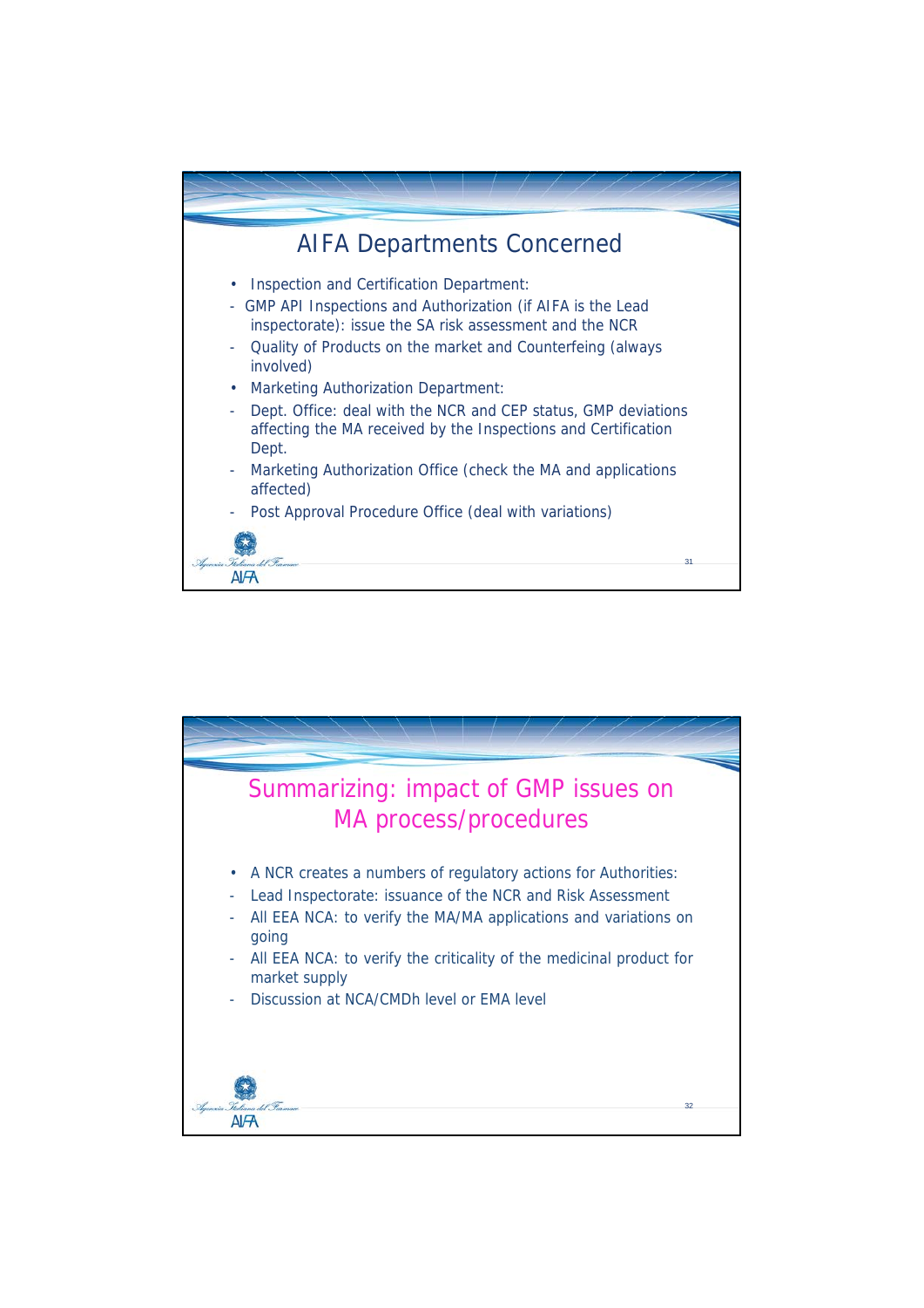## AIFA Departments Concerned

- Inspection and Certification Department:
- GMP API Inspections and Authorization (if AIFA is the Lead inspectorate): issue the SA risk assessment and the NCR
- Quality of Products on the market and Counterfeing (always involved)
- Marketing Authorization Department:
- Dept. Office: deal with the NCR and CEP status, GMP deviations affecting the MA received by the Inspections and Certification Dept.
- Marketing Authorization Office (check the MA and applications affected)
- Post Approval Procedure Office (deal with variations)

## Summarizing: impact of GMP issues on MA process/procedures

- A NCR creates a numbers of regulatory actions for Authorities:
- Lead Inspectorate: issuance of the NCR and Risk Assessment
- All EEA NCA: to verify the MA/MA applications and variations on going
- All EEA NCA: to verify the criticality of the medicinal product for market supply
- Discussion at NCA/CMDh level or EMA level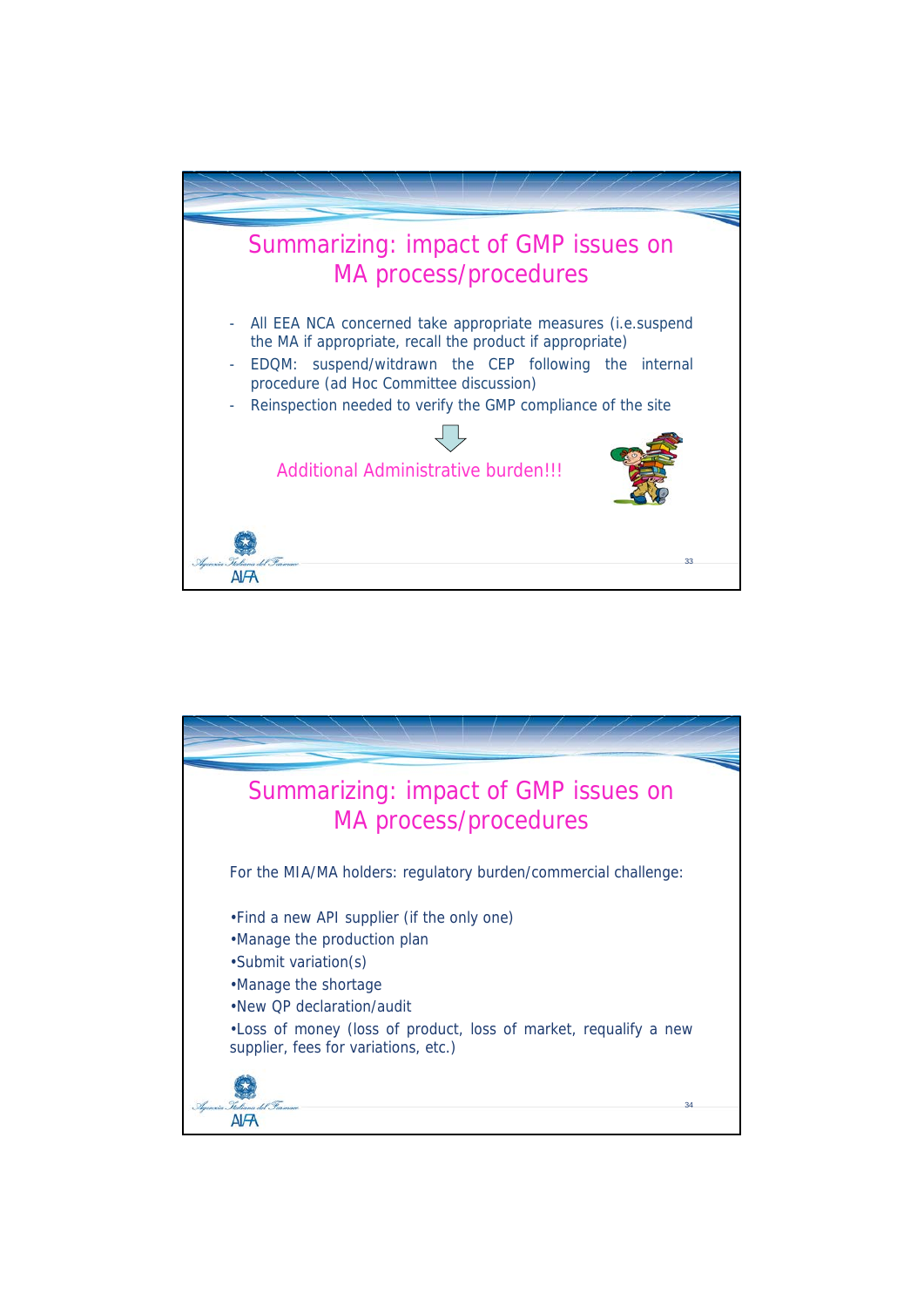## Summarizing: impact of GMP issues on MA process/procedures

- All EEA NCA concerned take appropriate measures (i.e.suspend the MA if appropriate, recall the product if appropriate)
- EDQM: suspend/witdrawn the CEP following the internal procedure (ad Hoc Committee discussion)
- Reinspection needed to verify the GMP compliance of the site

Additional Administrative burden!!!

## Summarizing: impact of GMP issues on MA process/procedures

For the MIA/MA holders: regulatory burden/commercial challenge:

- Find a new API supplier (if the only one)
- Manage the production plan
- Submit variation(s)
- Manage the shortage
- New QP declaration/audit
- Loss of money (loss of product, loss of market, requalify a new supplier, fees for variations, etc.)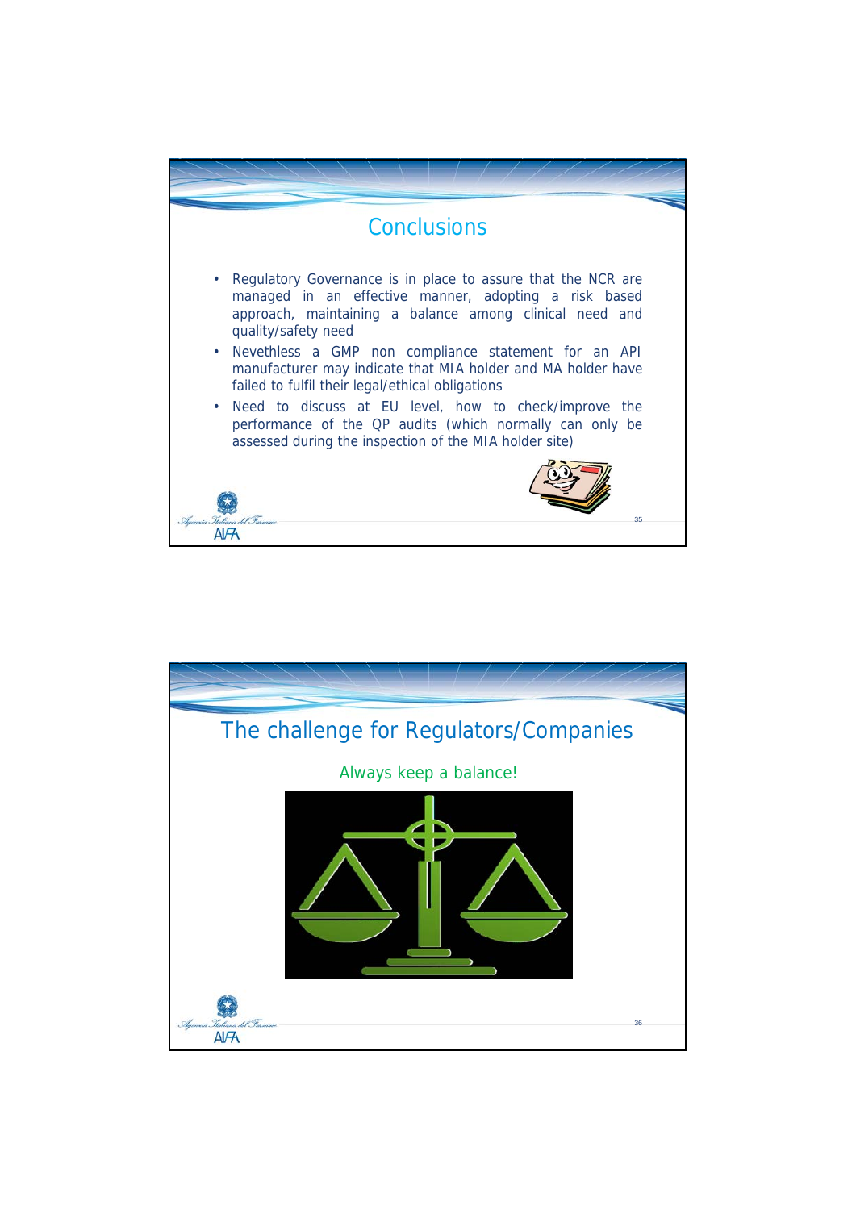# Conclusions

- Regulatory Governance is in place to assure that the NCR are managed in an effective manner, adopting a risk based approach, maintaining a balance among clinical need and quality/safety need
- Nevethless a GMP non compliance statement for an API manufacturer may indicate that MIA holder and MA holder have failed to fulfil their legal/ethical obligations
- Need to discuss at EU level, how to check/improve the performance of the QP audits (which normally can only be assessed during the inspection of the MIA holder site)

# The challenge for Regulators/Companies

Always keep a balance!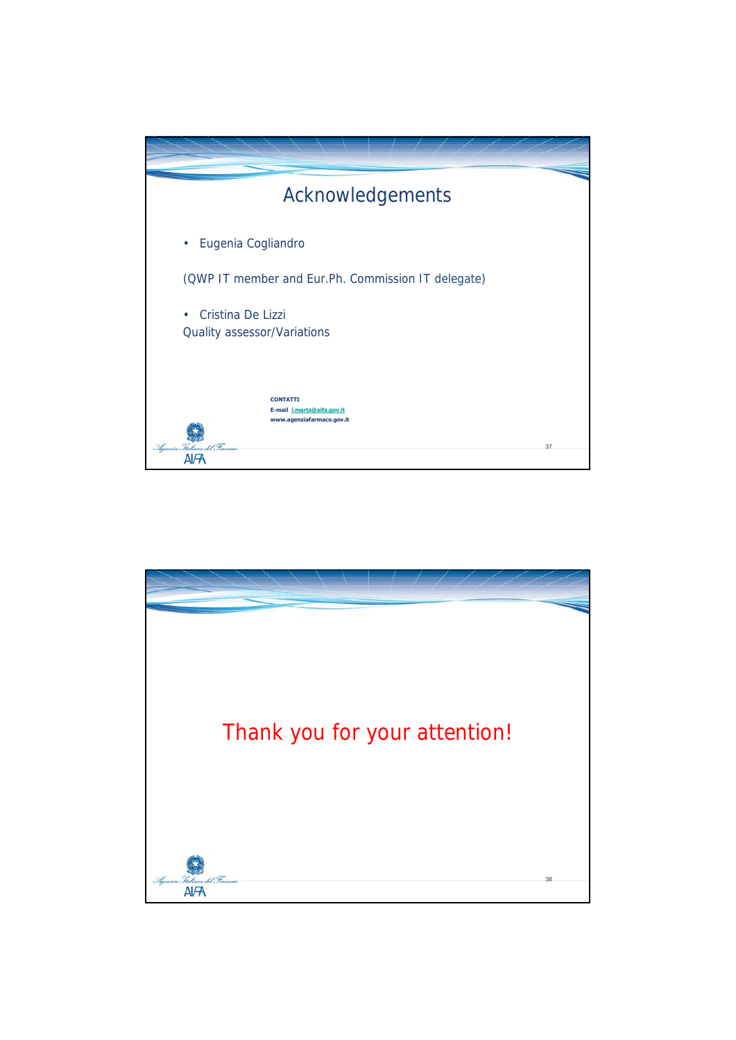# Acknowledgements

- Eugenia Cogliandro

(QWP IT member and Eur.Ph. Commission IT delegate)

- Cristina De Lizzi

Quality assessor/Variations

**CONTATTI**
**E-mail** i.marta@aifa.gov.it
**www.agenziafarmaco.gov.it**

Thank you for your attention!